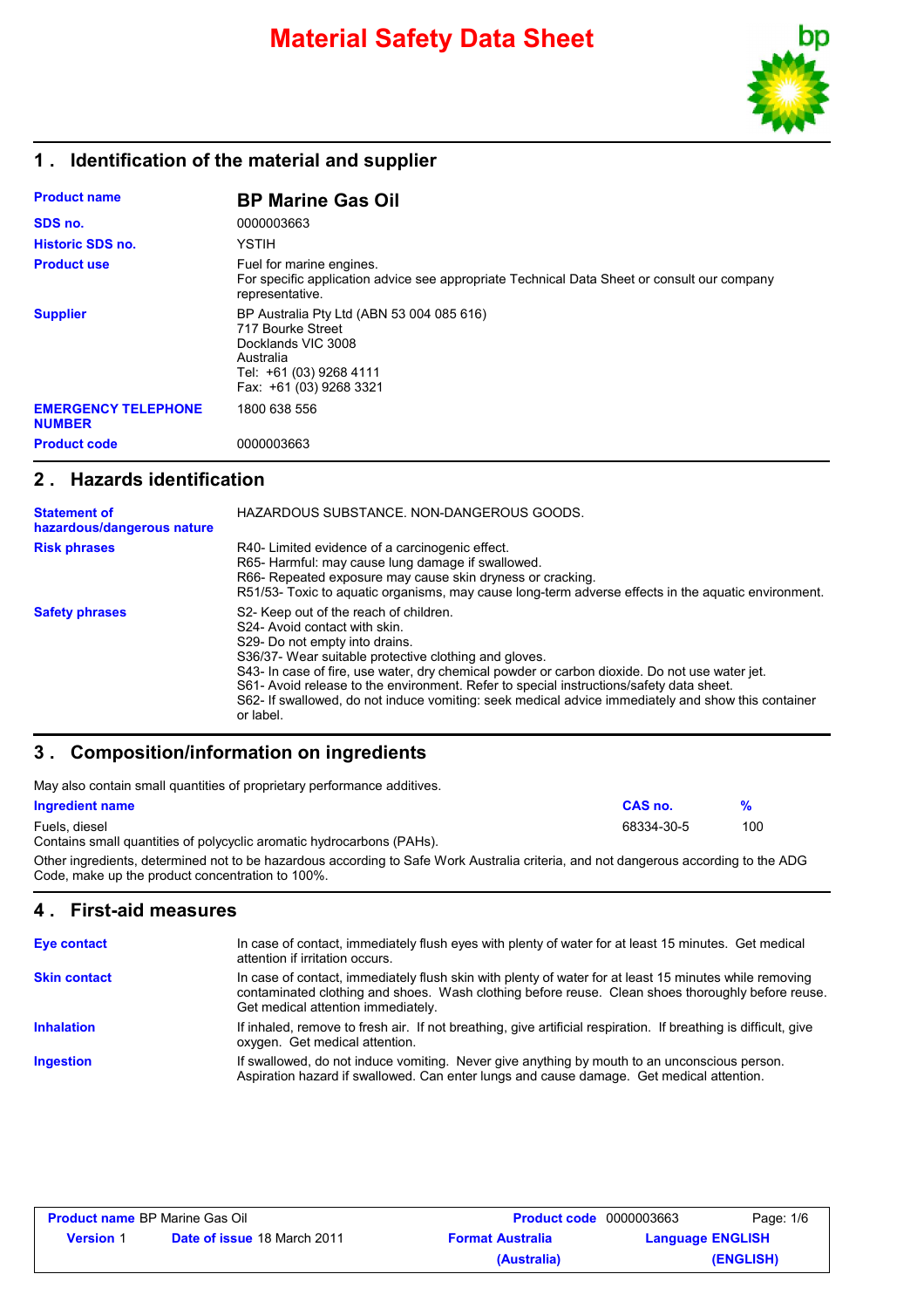# Material Safety Data Sheet

## 1 . Identification of the material and supplier

| | |
|---|---|
| **Product name** | **BP Marine Gas Oil** |
| **SDS no.** | 0000003663 |
| **Historic SDS no.** | YSTIH |
| **Product use** | Fuel for marine engines.<br>For specific application advice see appropriate Technical Data Sheet or consult our company representative. |
| **Supplier** | BP Australia Pty Ltd (ABN 53 004 085 616)<br>717 Bourke Street<br>Docklands VIC 3008<br>Australia<br>Tel: +61 (03) 9268 4111<br>Fax: +61 (03) 9268 3321 |
| **EMERGENCY TELEPHONE NUMBER** | 1800 638 556 |
| **Product code** | 0000003663 |

## 2 . Hazards identification

| | |
|---|---|
| **Statement of hazardous/dangerous nature** | HAZARDOUS SUBSTANCE. NON-DANGEROUS GOODS. |
| **Risk phrases** | R40- Limited evidence of a carcinogenic effect.<br>R65- Harmful: may cause lung damage if swallowed.<br>R66- Repeated exposure may cause skin dryness or cracking.<br>R51/53- Toxic to aquatic organisms, may cause long-term adverse effects in the aquatic environment. |
| **Safety phrases** | S2- Keep out of the reach of children.<br>S24- Avoid contact with skin.<br>S29- Do not empty into drains.<br>S36/37- Wear suitable protective clothing and gloves.<br>S43- In case of fire, use water, dry chemical powder or carbon dioxide. Do not use water jet.<br>S61- Avoid release to the environment. Refer to special instructions/safety data sheet.<br>S62- If swallowed, do not induce vomiting: seek medical advice immediately and show this container or label. |

## 3 . Composition/information on ingredients

May also contain small quantities of proprietary performance additives.

| Ingredient name | CAS no. | % |
|---|---|---|
| Fuels, diesel | 68334-30-5 | 100 |

Contains small quantities of polycyclic aromatic hydrocarbons (PAHs).

Other ingredients, determined not to be hazardous according to Safe Work Australia criteria, and not dangerous according to the ADG Code, make up the product concentration to 100%.

## 4 . First-aid measures

| | |
|---|---|
| **Eye contact** | In case of contact, immediately flush eyes with plenty of water for at least 15 minutes. Get medical attention if irritation occurs. |
| **Skin contact** | In case of contact, immediately flush skin with plenty of water for at least 15 minutes while removing contaminated clothing and shoes. Wash clothing before reuse. Clean shoes thoroughly before reuse. Get medical attention immediately. |
| **Inhalation** | If inhaled, remove to fresh air. If not breathing, give artificial respiration. If breathing is difficult, give oxygen. Get medical attention. |
| **Ingestion** | If swallowed, do not induce vomiting. Never give anything by mouth to an unconscious person. Aspiration hazard if swallowed. Can enter lungs and cause damage. Get medical attention. |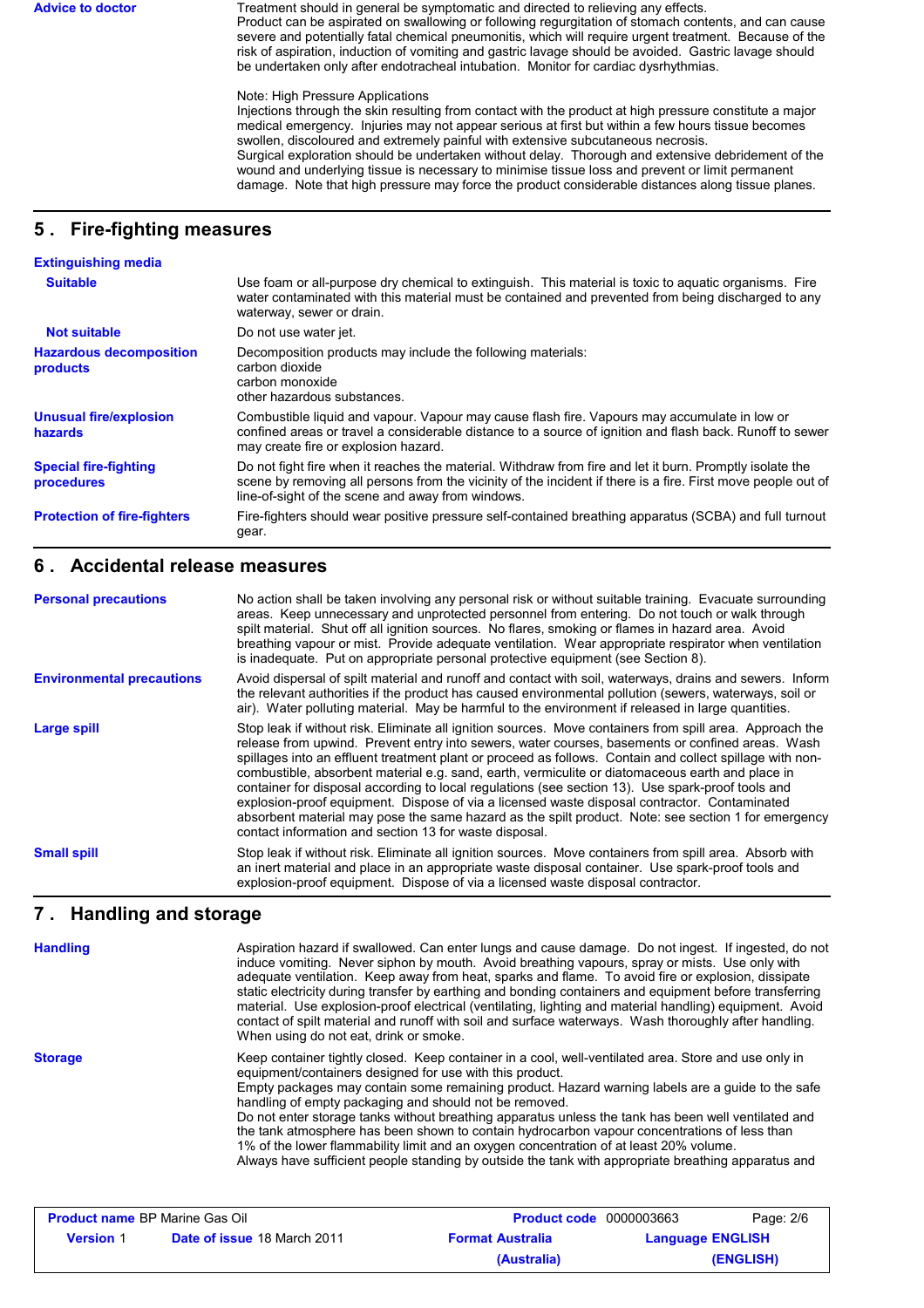**Advice to doctor**

Treatment should in general be symptomatic and directed to relieving any effects.
Product can be aspirated on swallowing or following regurgitation of stomach contents, and can cause severe and potentially fatal chemical pneumonitis, which will require urgent treatment. Because of the risk of aspiration, induction of vomiting and gastric lavage should be avoided. Gastric lavage should be undertaken only after endotracheal intubation. Monitor for cardiac dysrhythmias.

Note: High Pressure Applications
Injections through the skin resulting from contact with the product at high pressure constitute a major medical emergency. Injuries may not appear serious at first but within a few hours tissue becomes swollen, discoloured and extremely painful with extensive subcutaneous necrosis.
Surgical exploration should be undertaken without delay. Thorough and extensive debridement of the wound and underlying tissue is necessary to minimise tissue loss and prevent or limit permanent damage. Note that high pressure may force the product considerable distances along tissue planes.

## 5 . Fire-fighting measures

**Extinguishing media**

**Suitable**
Use foam or all-purpose dry chemical to extinguish. This material is toxic to aquatic organisms. Fire water contaminated with this material must be contained and prevented from being discharged to any waterway, sewer or drain.

**Not suitable**
Do not use water jet.

**Hazardous decomposition products**
Decomposition products may include the following materials:
carbon dioxide
carbon monoxide
other hazardous substances.

**Unusual fire/explosion hazards**
Combustible liquid and vapour. Vapour may cause flash fire. Vapours may accumulate in low or confined areas or travel a considerable distance to a source of ignition and flash back. Runoff to sewer may create fire or explosion hazard.

**Special fire-fighting procedures**
Do not fight fire when it reaches the material. Withdraw from fire and let it burn. Promptly isolate the scene by removing all persons from the vicinity of the incident if there is a fire. First move people out of line-of-sight of the scene and away from windows.

**Protection of fire-fighters**
Fire-fighters should wear positive pressure self-contained breathing apparatus (SCBA) and full turnout gear.

## 6 . Accidental release measures

**Personal precautions**
No action shall be taken involving any personal risk or without suitable training. Evacuate surrounding areas. Keep unnecessary and unprotected personnel from entering. Do not touch or walk through spilt material. Shut off all ignition sources. No flares, smoking or flames in hazard area. Avoid breathing vapour or mist. Provide adequate ventilation. Wear appropriate respirator when ventilation is inadequate. Put on appropriate personal protective equipment (see Section 8).

**Environmental precautions**
Avoid dispersal of spilt material and runoff and contact with soil, waterways, drains and sewers. Inform the relevant authorities if the product has caused environmental pollution (sewers, waterways, soil or air). Water polluting material. May be harmful to the environment if released in large quantities.

**Large spill**
Stop leak if without risk. Eliminate all ignition sources. Move containers from spill area. Approach the release from upwind. Prevent entry into sewers, water courses, basements or confined areas. Wash spillages into an effluent treatment plant or proceed as follows. Contain and collect spillage with non-combustible, absorbent material e.g. sand, earth, vermiculite or diatomaceous earth and place in container for disposal according to local regulations (see section 13). Use spark-proof tools and explosion-proof equipment. Dispose of via a licensed waste disposal contractor. Contaminated absorbent material may pose the same hazard as the spilt product. Note: see section 1 for emergency contact information and section 13 for waste disposal.

**Small spill**
Stop leak if without risk. Eliminate all ignition sources. Move containers from spill area. Absorb with an inert material and place in an appropriate waste disposal container. Use spark-proof tools and explosion-proof equipment. Dispose of via a licensed waste disposal contractor.

## 7 . Handling and storage

**Handling**
Aspiration hazard if swallowed. Can enter lungs and cause damage. Do not ingest. If ingested, do not induce vomiting. Never siphon by mouth. Avoid breathing vapours, spray or mists. Use only with adequate ventilation. Keep away from heat, sparks and flame. To avoid fire or explosion, dissipate static electricity during transfer by earthing and bonding containers and equipment before transferring material. Use explosion-proof electrical (ventilating, lighting and material handling) equipment. Avoid contact of spilt material and runoff with soil and surface waterways. Wash thoroughly after handling. When using do not eat, drink or smoke.

**Storage**
Keep container tightly closed. Keep container in a cool, well-ventilated area. Store and use only in equipment/containers designed for use with this product.
Empty packages may contain some remaining product. Hazard warning labels are a guide to the safe handling of empty packaging and should not be removed.
Do not enter storage tanks without breathing apparatus unless the tank has been well ventilated and the tank atmosphere has been shown to contain hydrocarbon vapour concentrations of less than 1% of the lower flammability limit and an oxygen concentration of at least 20% volume.
Always have sufficient people standing by outside the tank with appropriate breathing apparatus and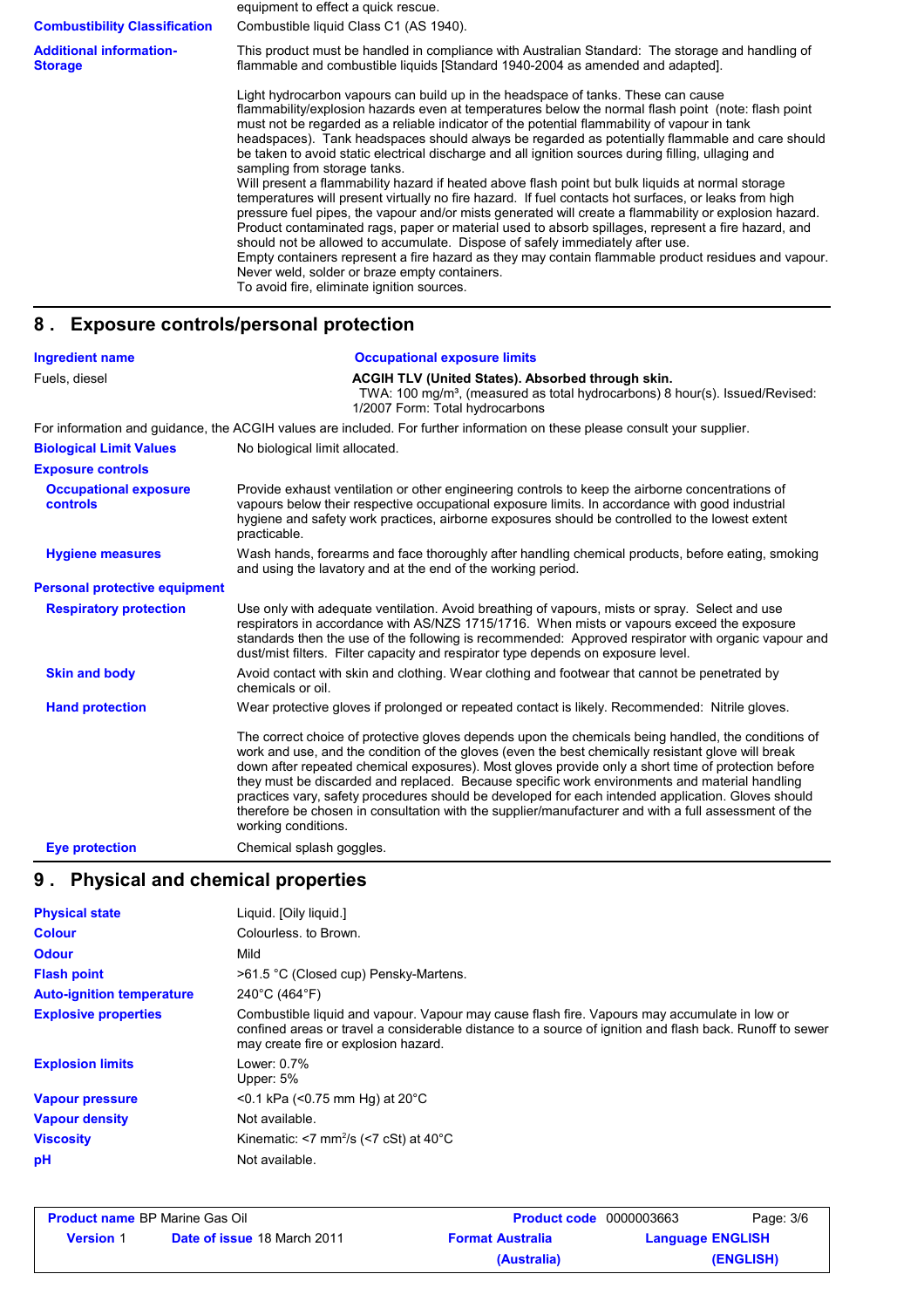equipment to effect a quick rescue.

**Combustibility Classification**: Combustible liquid Class C1 (AS 1940).

**Additional information-Storage**: This product must be handled in compliance with Australian Standard: The storage and handling of flammable and combustible liquids [Standard 1940-2004 as amended and adapted].

Light hydrocarbon vapours can build up in the headspace of tanks. These can cause flammability/explosion hazards even at temperatures below the normal flash point (note: flash point must not be regarded as a reliable indicator of the potential flammability of vapour in tank headspaces). Tank headspaces should always be regarded as potentially flammable and care should be taken to avoid static electrical discharge and all ignition sources during filling, ullaging and sampling from storage tanks.
Will present a flammability hazard if heated above flash point but bulk liquids at normal storage temperatures will present virtually no fire hazard. If fuel contacts hot surfaces, or leaks from high pressure fuel pipes, the vapour and/or mists generated will create a flammability or explosion hazard. Product contaminated rags, paper or material used to absorb spillages, represent a fire hazard, and should not be allowed to accumulate. Dispose of safely immediately after use.
Empty containers represent a fire hazard as they may contain flammable product residues and vapour. Never weld, solder or braze empty containers.
To avoid fire, eliminate ignition sources.

## 8 . Exposure controls/personal protection

| Ingredient name | Occupational exposure limits |
|---|---|
| Fuels, diesel | **ACGIH TLV (United States). Absorbed through skin.** TWA: 100 mg/m³, (measured as total hydrocarbons) 8 hour(s). Issued/Revised: 1/2007 Form: Total hydrocarbons |

For information and guidance, the ACGIH values are included. For further information on these please consult your supplier.

**Biological Limit Values**: No biological limit allocated.

**Exposure controls**

**Occupational exposure controls**: Provide exhaust ventilation or other engineering controls to keep the airborne concentrations of vapours below their respective occupational exposure limits. In accordance with good industrial hygiene and safety work practices, airborne exposures should be controlled to the lowest extent practicable.

**Hygiene measures**: Wash hands, forearms and face thoroughly after handling chemical products, before eating, smoking and using the lavatory and at the end of the working period.

**Personal protective equipment**

**Respiratory protection**: Use only with adequate ventilation. Avoid breathing of vapours, mists or spray. Select and use respirators in accordance with AS/NZS 1715/1716. When mists or vapours exceed the exposure standards then the use of the following is recommended: Approved respirator with organic vapour and dust/mist filters. Filter capacity and respirator type depends on exposure level.

**Skin and body**: Avoid contact with skin and clothing. Wear clothing and footwear that cannot be penetrated by chemicals or oil.

**Hand protection**: Wear protective gloves if prolonged or repeated contact is likely. Recommended: Nitrile gloves.

The correct choice of protective gloves depends upon the chemicals being handled, the conditions of work and use, and the condition of the gloves (even the best chemically resistant glove will break down after repeated chemical exposures). Most gloves provide only a short time of protection before they must be discarded and replaced. Because specific work environments and material handling practices vary, safety procedures should be developed for each intended application. Gloves should therefore be chosen in consultation with the supplier/manufacturer and with a full assessment of the working conditions.

**Eye protection**: Chemical splash goggles.

## 9 . Physical and chemical properties

| Property | Value |
|---|---|
| Physical state | Liquid. [Oily liquid.] |
| Colour | Colourless. to Brown. |
| Odour | Mild |
| Flash point | >61.5 °C (Closed cup) Pensky-Martens. |
| Auto-ignition temperature | 240°C (464°F) |
| Explosive properties | Combustible liquid and vapour. Vapour may cause flash fire. Vapours may accumulate in low or confined areas or travel a considerable distance to a source of ignition and flash back. Runoff to sewer may create fire or explosion hazard. |
| Explosion limits | Lower: 0.7% Upper: 5% |
| Vapour pressure | <0.1 kPa (<0.75 mm Hg) at 20°C |
| Vapour density | Not available. |
| Viscosity | Kinematic: <7 mm²/s (<7 cSt) at 40°C |
| pH | Not available. |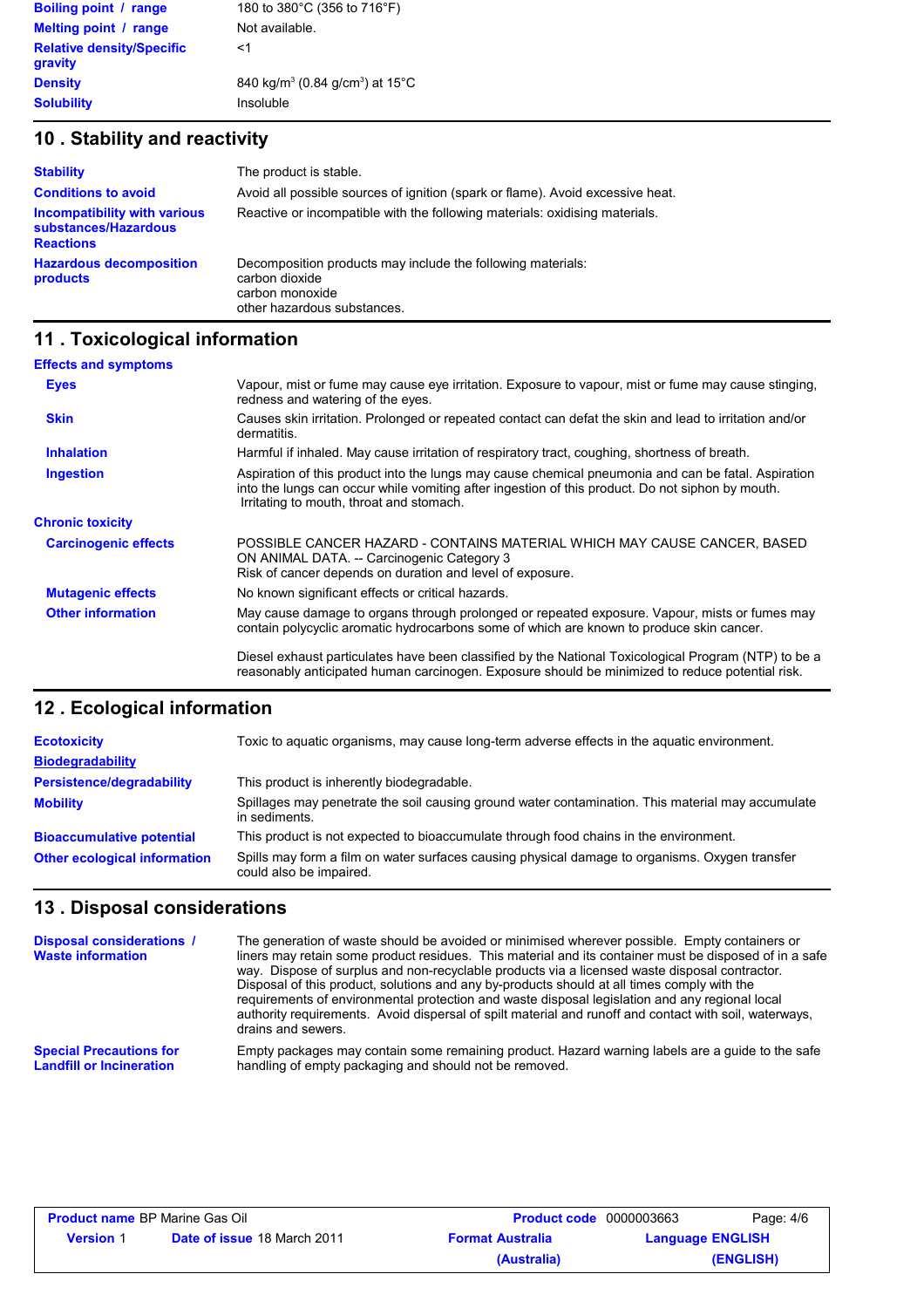| | |
|---|---|
| **Boiling point / range** | 180 to 380°C (356 to 716°F) |
| **Melting point / range** | Not available. |
| **Relative density/Specific gravity** | <1 |
| **Density** | 840 kg/m$^3$ (0.84 g/cm$^3$) at 15°C |
| **Solubility** | Insoluble |

## 10 . Stability and reactivity

| | |
|---|---|
| **Stability** | The product is stable. |
| **Conditions to avoid** | Avoid all possible sources of ignition (spark or flame). Avoid excessive heat. |
| **Incompatibility with various substances/Hazardous Reactions** | Reactive or incompatible with the following materials: oxidising materials. |
| **Hazardous decomposition products** | Decomposition products may include the following materials:<br>carbon dioxide<br>carbon monoxide<br>other hazardous substances. |

## 11 . Toxicological information

**Effects and symptoms**

| | |
|---|---|
| **Eyes** | Vapour, mist or fume may cause eye irritation. Exposure to vapour, mist or fume may cause stinging, redness and watering of the eyes. |
| **Skin** | Causes skin irritation. Prolonged or repeated contact can defat the skin and lead to irritation and/or dermatitis. |
| **Inhalation** | Harmful if inhaled. May cause irritation of respiratory tract, coughing, shortness of breath. |
| **Ingestion** | Aspiration of this product into the lungs may cause chemical pneumonia and can be fatal. Aspiration into the lungs can occur while vomiting after ingestion of this product. Do not siphon by mouth. Irritating to mouth, throat and stomach. |

**Chronic toxicity**

| | |
|---|---|
| **Carcinogenic effects** | POSSIBLE CANCER HAZARD - CONTAINS MATERIAL WHICH MAY CAUSE CANCER, BASED ON ANIMAL DATA. -- Carcinogenic Category 3<br>Risk of cancer depends on duration and level of exposure. |
| **Mutagenic effects** | No known significant effects or critical hazards. |
| **Other information** | May cause damage to organs through prolonged or repeated exposure. Vapour, mists or fumes may contain polycyclic aromatic hydrocarbons some of which are known to produce skin cancer.<br><br>Diesel exhaust particulates have been classified by the National Toxicological Program (NTP) to be a reasonably anticipated human carcinogen. Exposure should be minimized to reduce potential risk. |

## 12 . Ecological information

| | |
|---|---|
| **Ecotoxicity** | Toxic to aquatic organisms, may cause long-term adverse effects in the aquatic environment. |
| **Biodegradability** | |
| **Persistence/degradability** | This product is inherently biodegradable. |
| **Mobility** | Spillages may penetrate the soil causing ground water contamination. This material may accumulate in sediments. |
| **Bioaccumulative potential** | This product is not expected to bioaccumulate through food chains in the environment. |
| **Other ecological information** | Spills may form a film on water surfaces causing physical damage to organisms. Oxygen transfer could also be impaired. |

## 13 . Disposal considerations

| | |
|---|---|
| **Disposal considerations / Waste information** | The generation of waste should be avoided or minimised wherever possible. Empty containers or liners may retain some product residues. This material and its container must be disposed of in a safe way. Dispose of surplus and non-recyclable products via a licensed waste disposal contractor. Disposal of this product, solutions and any by-products should at all times comply with the requirements of environmental protection and waste disposal legislation and any regional local authority requirements. Avoid dispersal of spilt material and runoff and contact with soil, waterways, drains and sewers. |
| **Special Precautions for Landfill or Incineration** | Empty packages may contain some remaining product. Hazard warning labels are a guide to the safe handling of empty packaging and should not be removed. |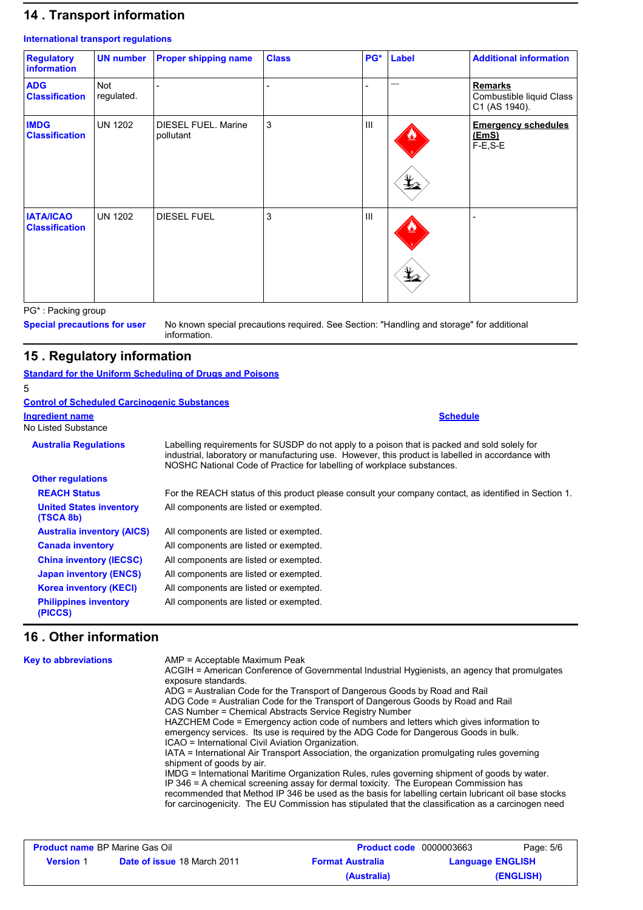## 14 . Transport information

### International transport regulations

| Regulatory information | UN number | Proper shipping name | Class | PG* | Label | Additional information |
|---|---|---|---|---|---|---|
| **ADG Classification** | Not regulated. | - | - | - | - | **Remarks** Combustible liquid Class C1 (AS 1940). |
| **IMDG Classification** | UN 1202 | DIESEL FUEL. Marine pollutant | 3 | III | | **Emergency schedules (EmS)** F-E,S-E |
| **IATA/ICAO Classification** | UN 1202 | DIESEL FUEL | 3 | III | | - |

PG* : Packing group

**Special precautions for user** No known special precautions required. See Section: "Handling and storage" for additional information.

## 15 . Regulatory information

**Standard for the Uniform Scheduling of Drugs and Poisons**

5

**Control of Scheduled Carcinogenic Substances**

| Ingredient name | Schedule |
|---|---|
| No Listed Substance | |

**Australia Regulations** Labelling requirements for SUSDP do not apply to a poison that is packed and sold solely for industrial, laboratory or manufacturing use. However, this product is labelled in accordance with NOSHC National Code of Practice for labelling of workplace substances.

**Other regulations**

**REACH Status** For the REACH status of this product please consult your company contact, as identified in Section 1.

**United States inventory (TSCA 8b)** All components are listed or exempted.

**Australia inventory (AICS)** All components are listed or exempted.

**Canada inventory** All components are listed or exempted.

**China inventory (IECSC)** All components are listed or exempted.

**Japan inventory (ENCS)** All components are listed or exempted.

**Korea inventory (KECI)** All components are listed or exempted.

**Philippines inventory (PICCS)** All components are listed or exempted.

## 16 . Other information

**Key to abbreviations**

AMP = Acceptable Maximum Peak
ACGIH = American Conference of Governmental Industrial Hygienists, an agency that promulgates exposure standards.
ADG = Australian Code for the Transport of Dangerous Goods by Road and Rail
ADG Code = Australian Code for the Transport of Dangerous Goods by Road and Rail
CAS Number = Chemical Abstracts Service Registry Number
HAZCHEM Code = Emergency action code of numbers and letters which gives information to emergency services. Its use is required by the ADG Code for Dangerous Goods in bulk.
ICAO = International Civil Aviation Organization.
IATA = International Air Transport Association, the organization promulgating rules governing shipment of goods by air.
IMDG = International Maritime Organization Rules, rules governing shipment of goods by water.
IP 346 = A chemical screening assay for dermal toxicity. The European Commission has recommended that Method IP 346 be used as the basis for labelling certain lubricant oil base stocks for carcinogenicity. The EU Commission has stipulated that the classification as a carcinogen need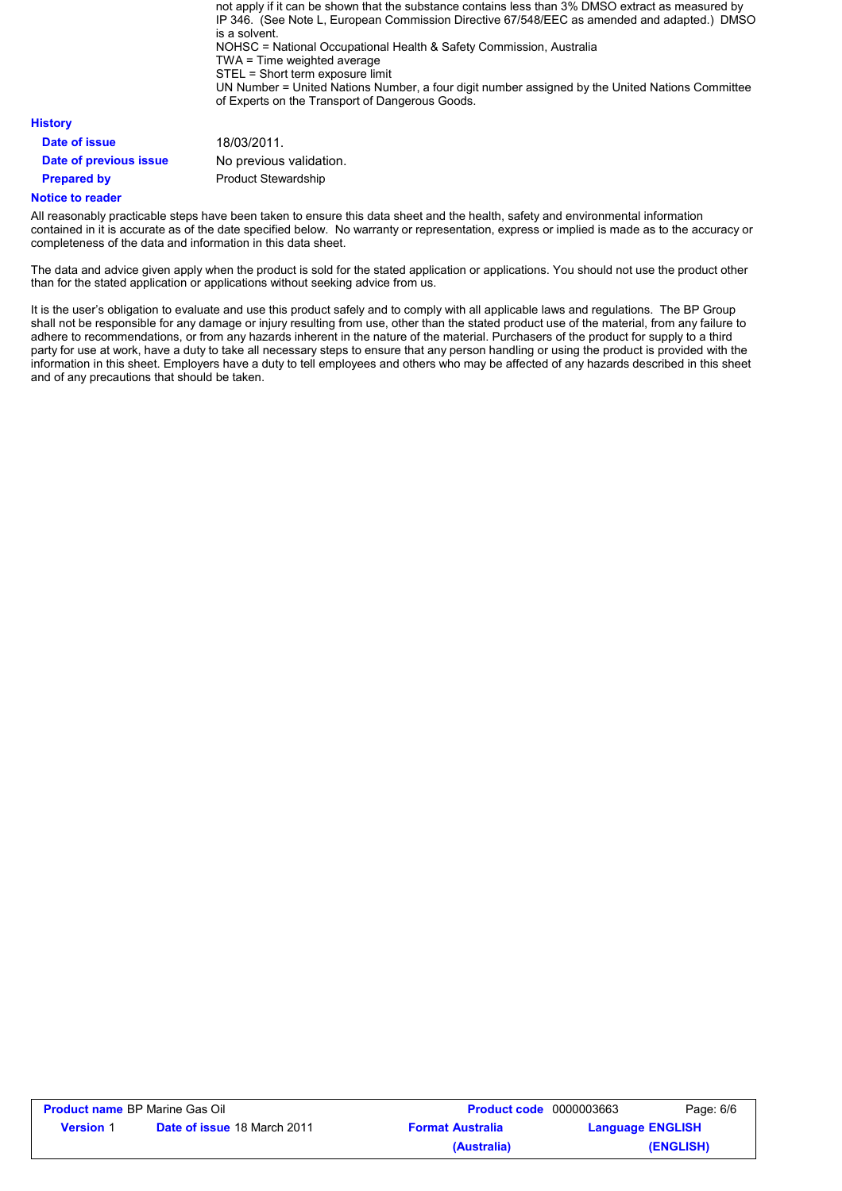not apply if it can be shown that the substance contains less than 3% DMSO extract as measured by IP 346. (See Note L, European Commission Directive 67/548/EEC as amended and adapted.) DMSO is a solvent.
NOHSC = National Occupational Health & Safety Commission, Australia
TWA = Time weighted average
STEL = Short term exposure limit
UN Number = United Nations Number, a four digit number assigned by the United Nations Committee of Experts on the Transport of Dangerous Goods.

**History**

| | |
|---|---|
| **Date of issue** | 18/03/2011. |
| **Date of previous issue** | No previous validation. |
| **Prepared by** | Product Stewardship |

**Notice to reader**

All reasonably practicable steps have been taken to ensure this data sheet and the health, safety and environmental information contained in it is accurate as of the date specified below. No warranty or representation, express or implied is made as to the accuracy or completeness of the data and information in this data sheet.

The data and advice given apply when the product is sold for the stated application or applications. You should not use the product other than for the stated application or applications without seeking advice from us.

It is the user's obligation to evaluate and use this product safely and to comply with all applicable laws and regulations. The BP Group shall not be responsible for any damage or injury resulting from use, other than the stated product use of the material, from any failure to adhere to recommendations, or from any hazards inherent in the nature of the material. Purchasers of the product for supply to a third party for use at work, have a duty to take all necessary steps to ensure that any person handling or using the product is provided with the information in this sheet. Employers have a duty to tell employees and others who may be affected of any hazards described in this sheet and of any precautions that should be taken.